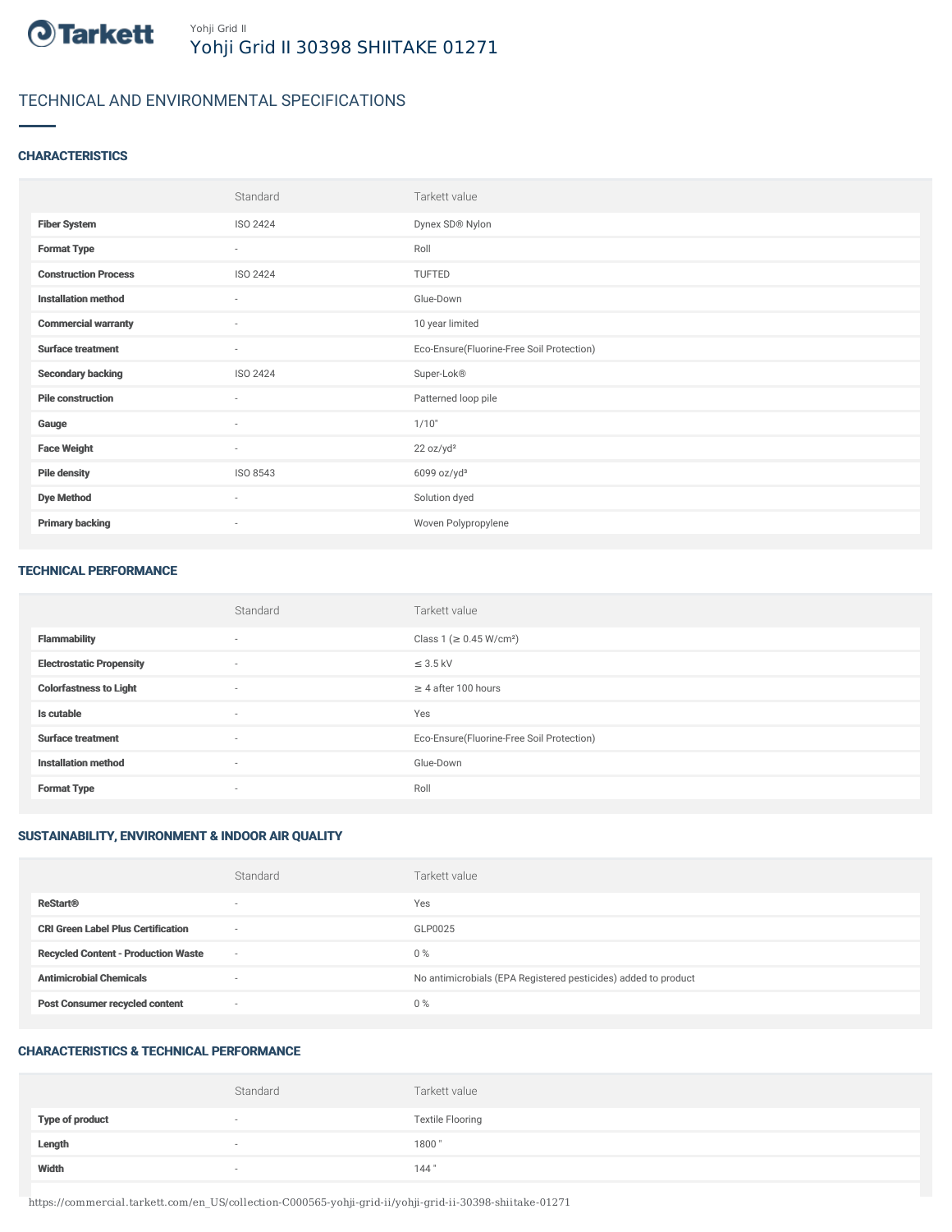Yohji Grid II

# Yohji Grid II 30398 SHIITAKE 01271

## TECHNICAL AND ENVIRONMENTAL SPECIFICATIONS

### CHARACTERISTICS

| | Standard | Tarkett value |
|---|---|---|
| **Fiber System** | ISO 2424 | Dynex SD® Nylon |
| **Format Type** | - | Roll |
| **Construction Process** | ISO 2424 | TUFTED |
| **Installation method** | - | Glue-Down |
| **Commercial warranty** | - | 10 year limited |
| **Surface treatment** | - | Eco-Ensure(Fluorine-Free Soil Protection) |
| **Secondary backing** | ISO 2424 | Super-Lok® |
| **Pile construction** | - | Patterned loop pile |
| **Gauge** | - | 1/10" |
| **Face Weight** | - | 22 oz/yd² |
| **Pile density** | ISO 8543 | 6099 oz/yd³ |
| **Dye Method** | - | Solution dyed |
| **Primary backing** | - | Woven Polypropylene |

### TECHNICAL PERFORMANCE

| | Standard | Tarkett value |
|---|---|---|
| **Flammability** | - | Class 1 (≥ 0.45 W/cm²) |
| **Electrostatic Propensity** | - | ≤ 3.5 kV |
| **Colorfastness to Light** | - | ≥ 4 after 100 hours |
| **Is cutable** | - | Yes |
| **Surface treatment** | - | Eco-Ensure(Fluorine-Free Soil Protection) |
| **Installation method** | - | Glue-Down |
| **Format Type** | - | Roll |

### SUSTAINABILITY, ENVIRONMENT & INDOOR AIR QUALITY

| | Standard | Tarkett value |
|---|---|---|
| **ReStart®** | - | Yes |
| **CRI Green Label Plus Certification** | - | GLP0025 |
| **Recycled Content - Production Waste** | - | 0 % |
| **Antimicrobial Chemicals** | - | No antimicrobials (EPA Registered pesticides) added to product |
| **Post Consumer recycled content** | - | 0 % |

### CHARACTERISTICS & TECHNICAL PERFORMANCE

| | Standard | Tarkett value |
|---|---|---|
| **Type of product** | - | Textile Flooring |
| **Length** | - | 1800 " |
| **Width** | - | 144 " |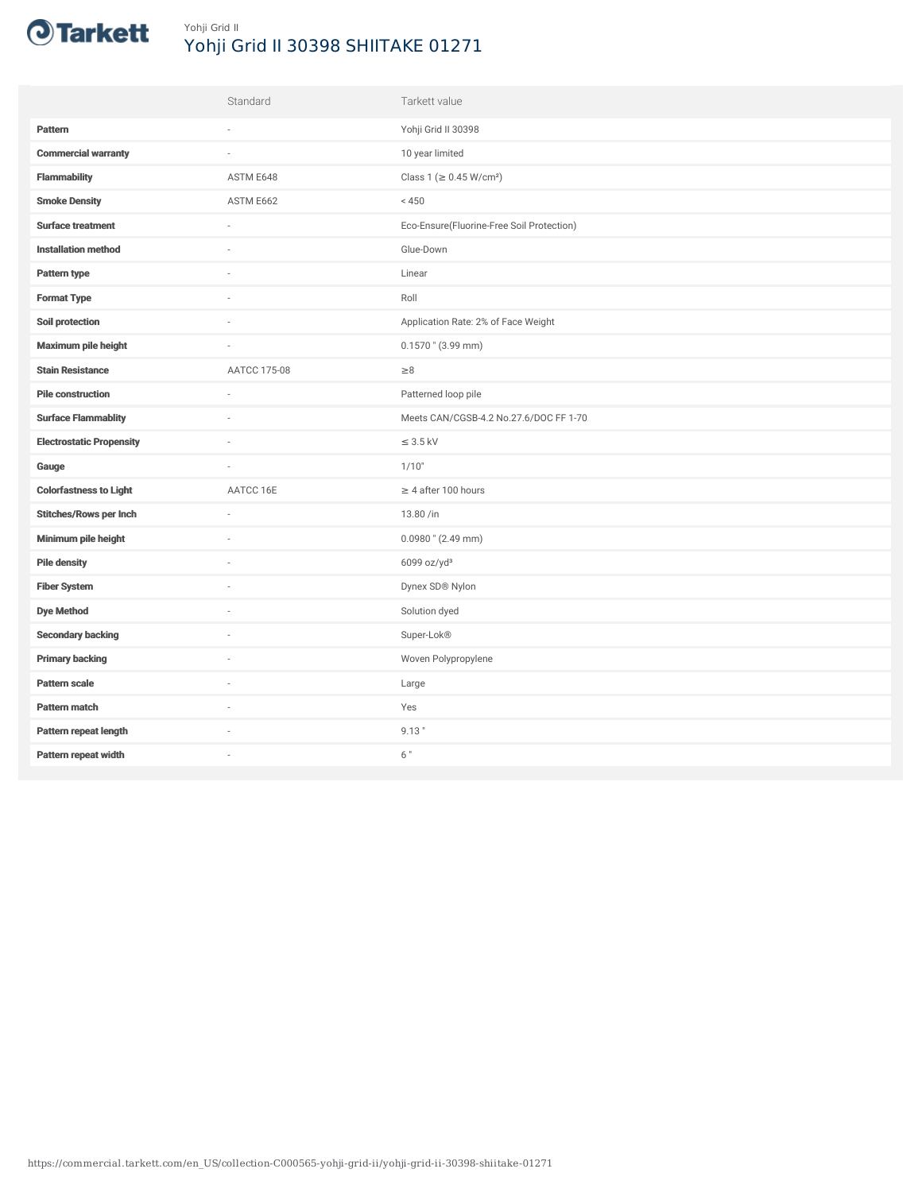Yohji Grid II

# Yohji Grid II 30398 SHIITAKE 01271

| | Standard | Tarkett value |
|---|---|---|
| **Pattern** | - | Yohji Grid II 30398 |
| **Commercial warranty** | - | 10 year limited |
| **Flammability** | ASTM E648 | Class 1 (≥ 0.45 W/cm²) |
| **Smoke Density** | ASTM E662 | < 450 |
| **Surface treatment** | - | Eco-Ensure(Fluorine-Free Soil Protection) |
| **Installation method** | - | Glue-Down |
| **Pattern type** | - | Linear |
| **Format Type** | - | Roll |
| **Soil protection** | - | Application Rate: 2% of Face Weight |
| **Maximum pile height** | - | 0.1570 " (3.99 mm) |
| **Stain Resistance** | AATCC 175-08 | ≥8 |
| **Pile construction** | - | Patterned loop pile |
| **Surface Flammablity** | - | Meets CAN/CGSB-4.2 No.27.6/DOC FF 1-70 |
| **Electrostatic Propensity** | - | ≤ 3.5 kV |
| **Gauge** | - | 1/10" |
| **Colorfastness to Light** | AATCC 16E | ≥ 4 after 100 hours |
| **Stitches/Rows per Inch** | - | 13.80 /in |
| **Minimum pile height** | - | 0.0980 " (2.49 mm) |
| **Pile density** | - | 6099 oz/yd³ |
| **Fiber System** | - | Dynex SD® Nylon |
| **Dye Method** | - | Solution dyed |
| **Secondary backing** | - | Super-Lok® |
| **Primary backing** | - | Woven Polypropylene |
| **Pattern scale** | - | Large |
| **Pattern match** | - | Yes |
| **Pattern repeat length** | - | 9.13 " |
| **Pattern repeat width** | - | 6 " |

https://commercial.tarkett.com/en_US/collection-C000565-yohji-grid-ii/yohji-grid-ii-30398-shiitake-01271